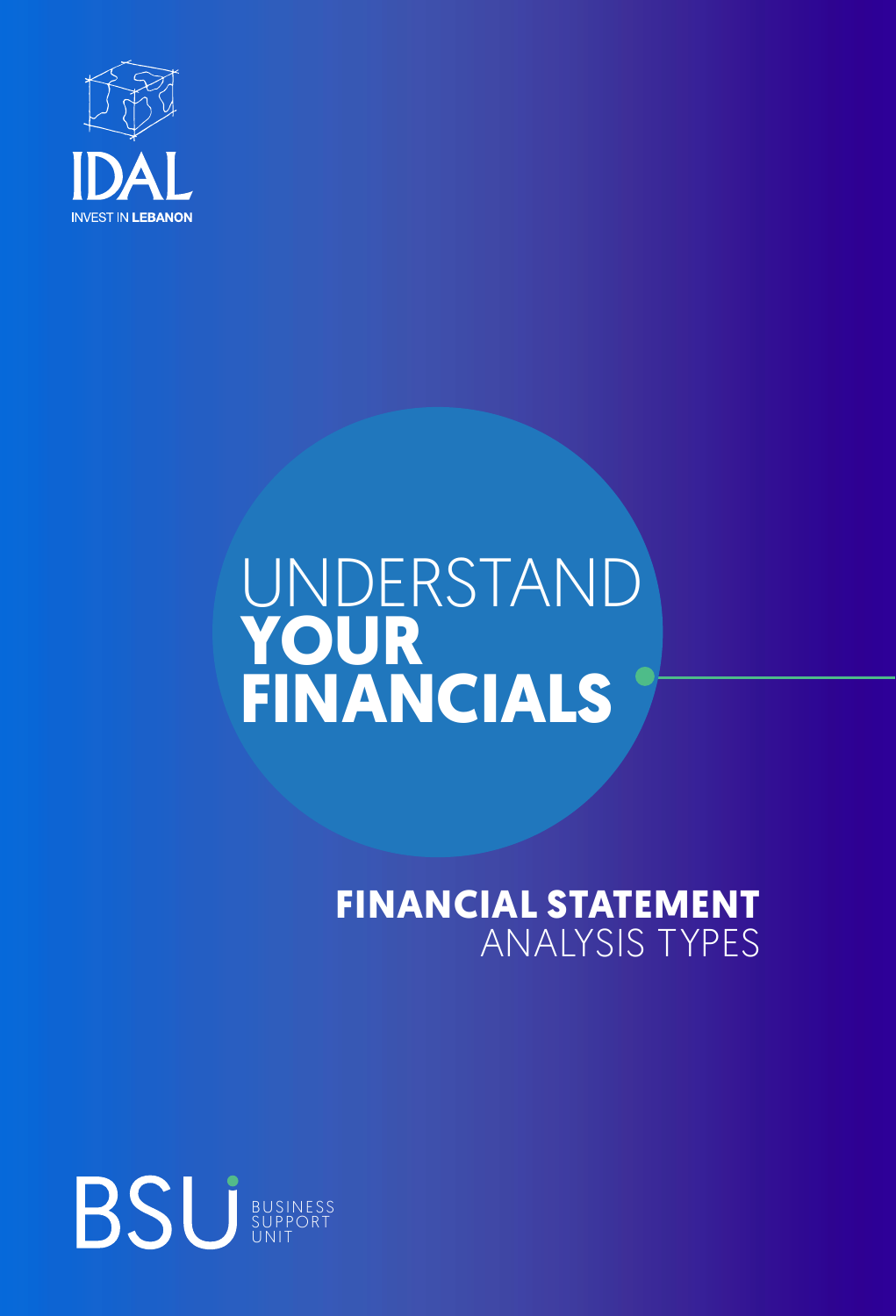IDAL

INVEST IN LEBANON

# UNDERSTAND **YOUR FINANCIALS**

## **FINANCIAL STATEMENT** ANALYSIS TYPES

BSU BUSINESS SUPPORT UNIT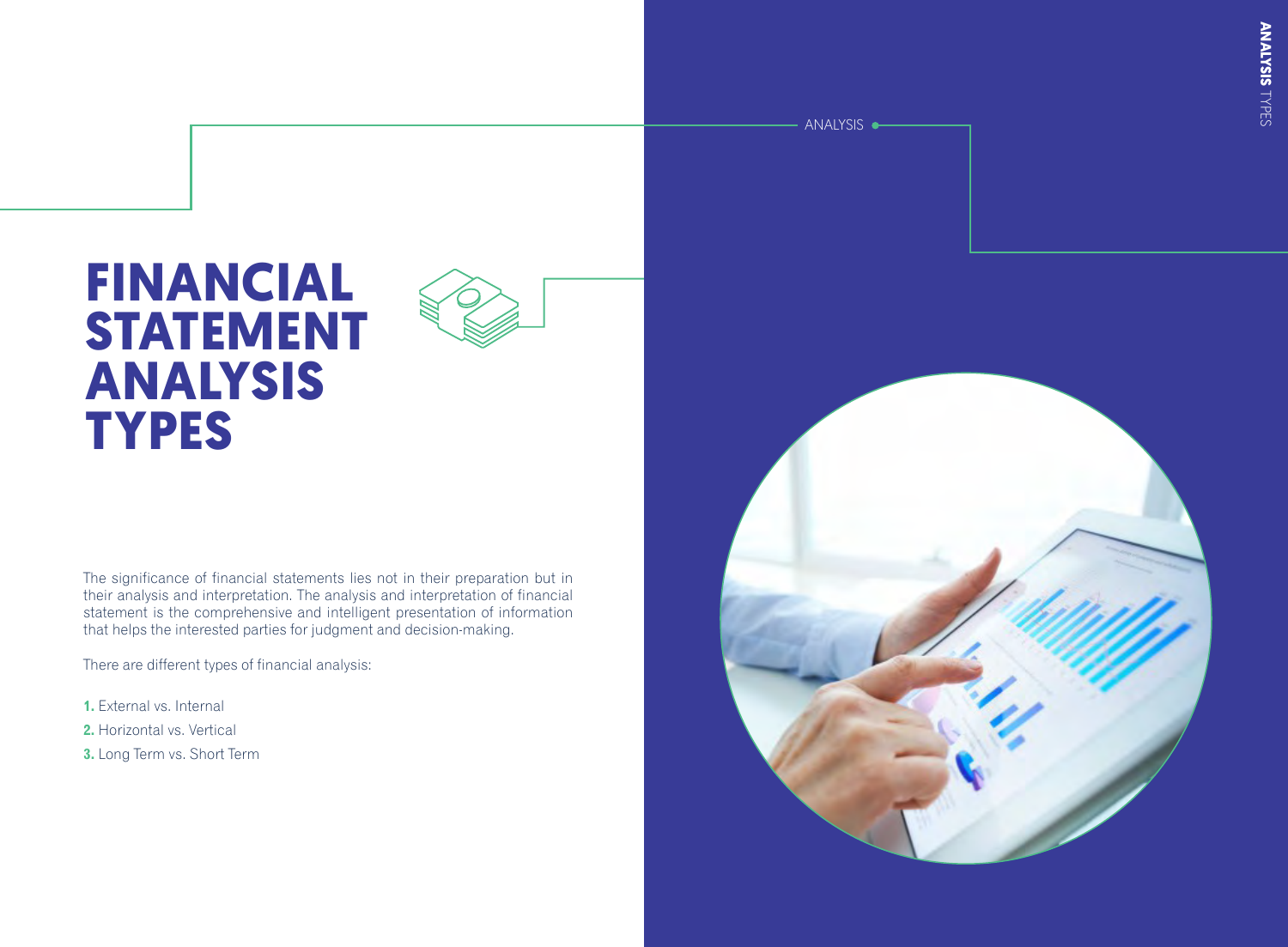# FINANCIAL STATEMENT ANALYSIS TYPES

The significance of financial statements lies not in their preparation but in their analysis and interpretation. The analysis and interpretation of financial statement is the comprehensive and intelligent presentation of information that helps the interested parties for judgment and decision-making.

There are different types of financial analysis:

1. External vs. Internal
2. Horizontal vs. Vertical
3. Long Term vs. Short Term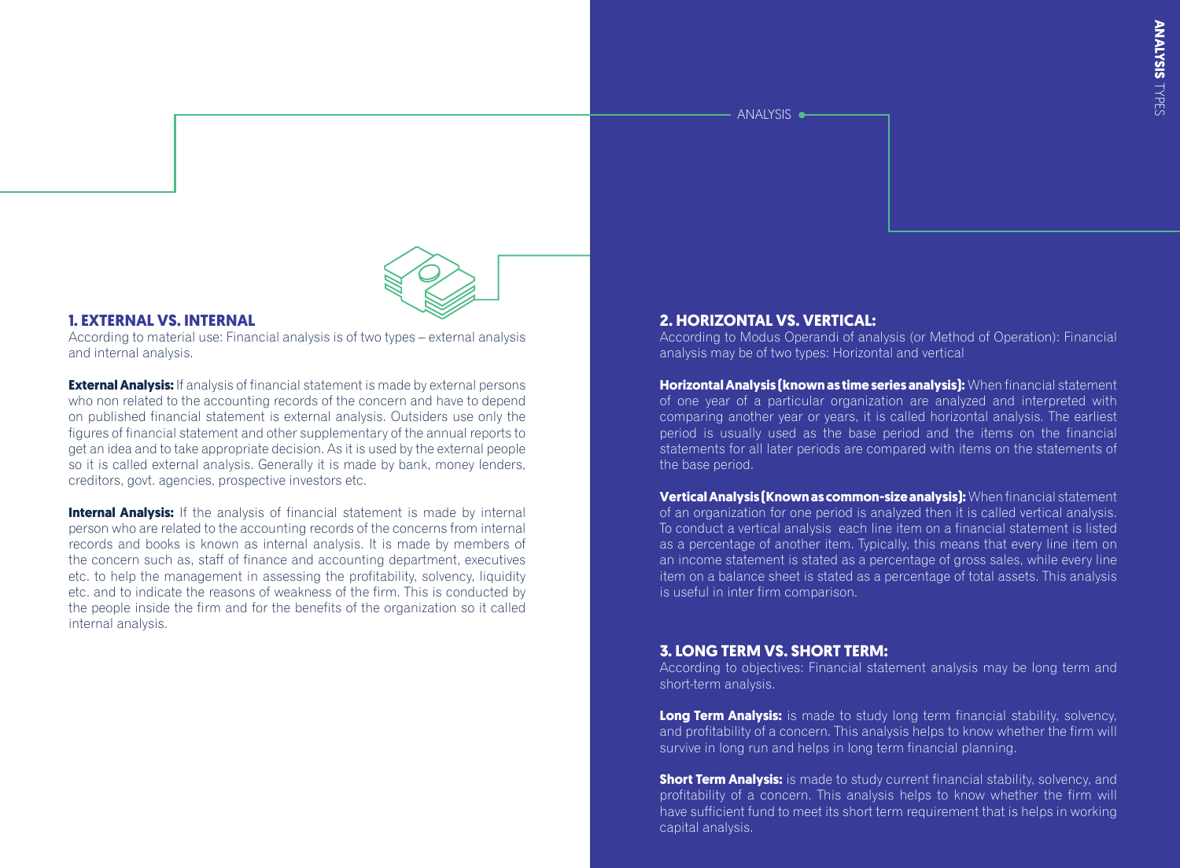### 1. EXTERNAL VS. INTERNAL

According to material use: Financial analysis is of two types – external analysis and internal analysis.

**External Analysis:** If analysis of financial statement is made by external persons who non related to the accounting records of the concern and have to depend on published financial statement is external analysis. Outsiders use only the figures of financial statement and other supplementary of the annual reports to get an idea and to take appropriate decision. As it is used by the external people so it is called external analysis. Generally it is made by bank, money lenders, creditors, govt. agencies, prospective investors etc.

**Internal Analysis:** If the analysis of financial statement is made by internal person who are related to the accounting records of the concerns from internal records and books is known as internal analysis. It is made by members of the concern such as, staff of finance and accounting department, executives etc. to help the management in assessing the profitability, solvency, liquidity etc. and to indicate the reasons of weakness of the firm. This is conducted by the people inside the firm and for the benefits of the organization so it called internal analysis.

### 2. HORIZONTAL VS. VERTICAL:

According to Modus Operandi of analysis (or Method of Operation): Financial analysis may be of two types: Horizontal and vertical

**Horizontal Analysis (known as time series analysis):** When financial statement of one year of a particular organization are analyzed and interpreted with comparing another year or years, it is called horizontal analysis. The earliest period is usually used as the base period and the items on the financial statements for all later periods are compared with items on the statements of the base period.

**Vertical Analysis (Known as common-size analysis):** When financial statement of an organization for one period is analyzed then it is called vertical analysis. To conduct a vertical analysis each line item on a financial statement is listed as a percentage of another item. Typically, this means that every line item on an income statement is stated as a percentage of gross sales, while every line item on a balance sheet is stated as a percentage of total assets. This analysis is useful in inter firm comparison.

### 3. LONG TERM VS. SHORT TERM:

According to objectives: Financial statement analysis may be long term and short-term analysis.

**Long Term Analysis:** is made to study long term financial stability, solvency, and profitability of a concern. This analysis helps to know whether the firm will survive in long run and helps in long term financial planning.

**Short Term Analysis:** is made to study current financial stability, solvency, and profitability of a concern. This analysis helps to know whether the firm will have sufficient fund to meet its short term requirement that is helps in working capital analysis.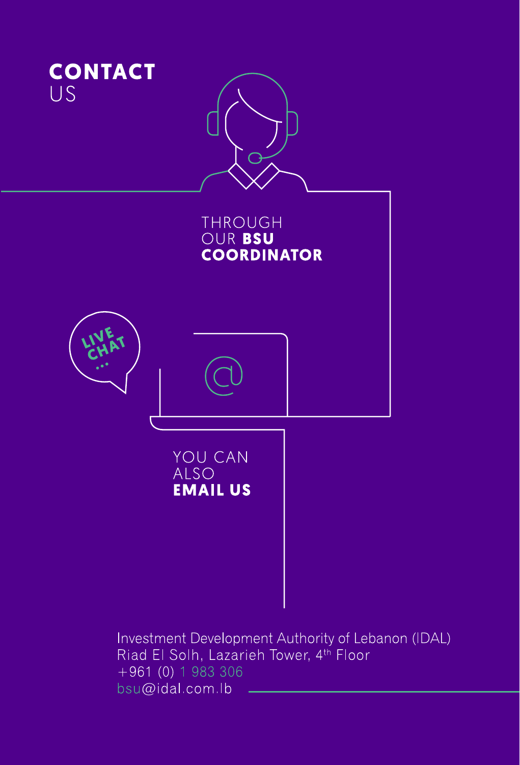# CONTACT US

THROUGH OUR **BSU COORDINATOR**

LIVE CHAT ...

YOU CAN ALSO **EMAIL US**

Investment Development Authority of Lebanon (IDAL)
Riad El Solh, Lazarieh Tower, 4th Floor
+961 (0) 1 983 306
bsu@idal.com.lb